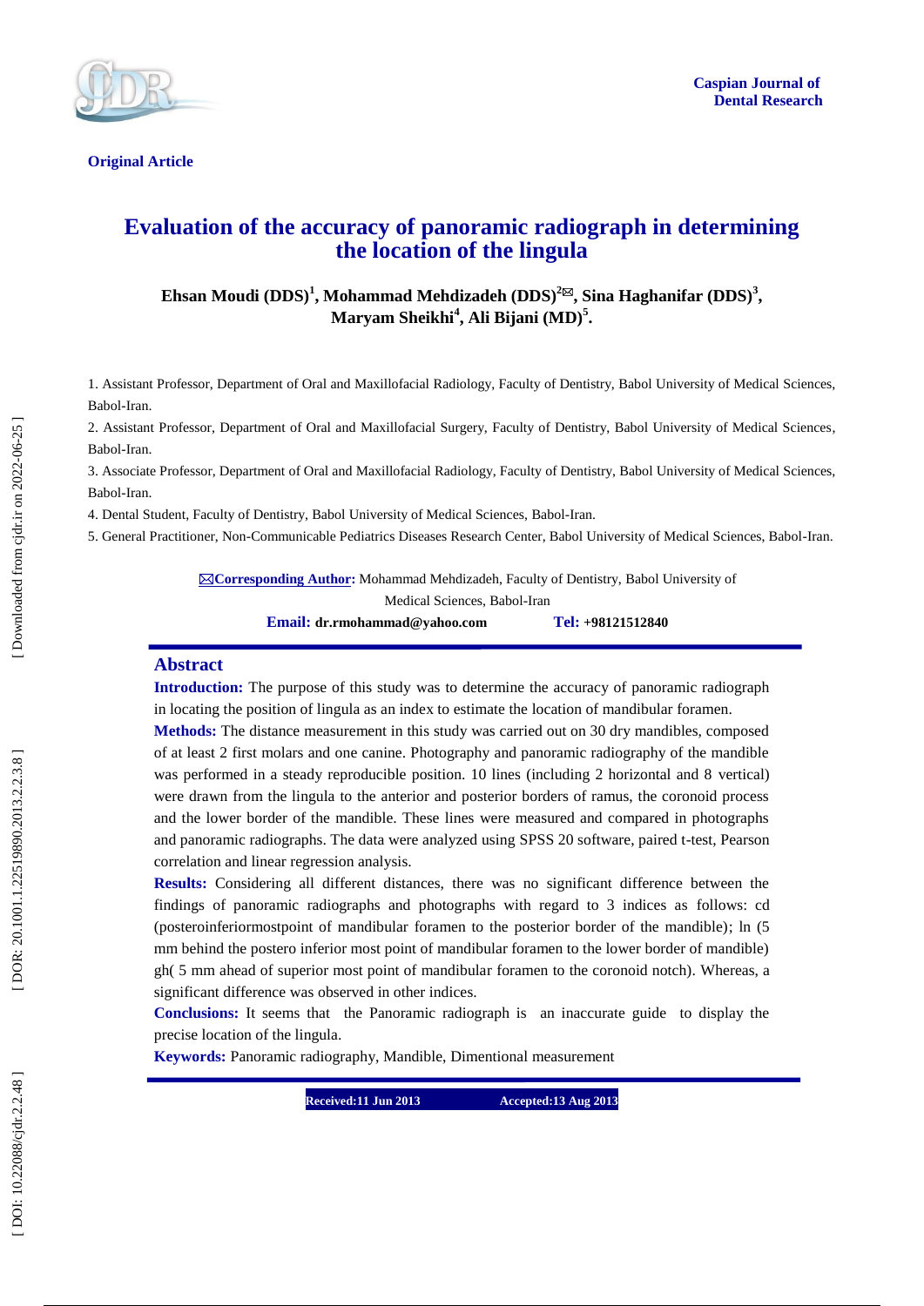Original Article

# Evaluation of the accuracy of panoramic radiograph in determining the location of the lingula

**Ehsan Moudi (DDS)[1], Mohammad Mehdizadeh (DDS)[2]✉, Sina Haghanifar (DDS)[3], Maryam Sheikhi[4], Ali Bijani (MD)[5].**

1. Assistant Professor, Department of Oral and Maxillofacial Radiology, Faculty of Dentistry, Babol University of Medical Sciences, Babol-Iran.
2. Assistant Professor, Department of Oral and Maxillofacial Surgery, Faculty of Dentistry, Babol University of Medical Sciences, Babol-Iran.
3. Associate Professor, Department of Oral and Maxillofacial Radiology, Faculty of Dentistry, Babol University of Medical Sciences, Babol-Iran.
4. Dental Student, Faculty of Dentistry, Babol University of Medical Sciences, Babol-Iran.
5. General Practitioner, Non-Communicable Pediatrics Diseases Research Center, Babol University of Medical Sciences, Babol-Iran.

✉**Corresponding Author:** Mohammad Mehdizadeh, Faculty of Dentistry, Babol University of Medical Sciences, Babol-Iran

**Email:** dr.rmohammad@yahoo.com **Tel:** +98121512840

## Abstract

**Introduction:** The purpose of this study was to determine the accuracy of panoramic radiograph in locating the position of lingula as an index to estimate the location of mandibular foramen.

**Methods:** The distance measurement in this study was carried out on 30 dry mandibles, composed of at least 2 first molars and one canine. Photography and panoramic radiography of the mandible was performed in a steady reproducible position. 10 lines (including 2 horizontal and 8 vertical) were drawn from the lingula to the anterior and posterior borders of ramus, the coronoid process and the lower border of the mandible. These lines were measured and compared in photographs and panoramic radiographs. The data were analyzed using SPSS 20 software, paired t-test, Pearson correlation and linear regression analysis.

**Results:** Considering all different distances, there was no significant difference between the findings of panoramic radiographs and photographs with regard to 3 indices as follows: cd (posteroinferiormostpoint of mandibular foramen to the posterior border of the mandible); ln (5 mm behind the postero inferior most point of mandibular foramen to the lower border of mandible) gh( 5 mm ahead of superior most point of mandibular foramen to the coronoid notch). Whereas, a significant difference was observed in other indices.

**Conclusions:** It seems that the Panoramic radiograph is an inaccurate guide to display the precise location of the lingula.

**Keywords:** Panoramic radiography, Mandible, Dimentional measurement

**Received:11 Jun 2013** **Accepted:13 Aug 2013**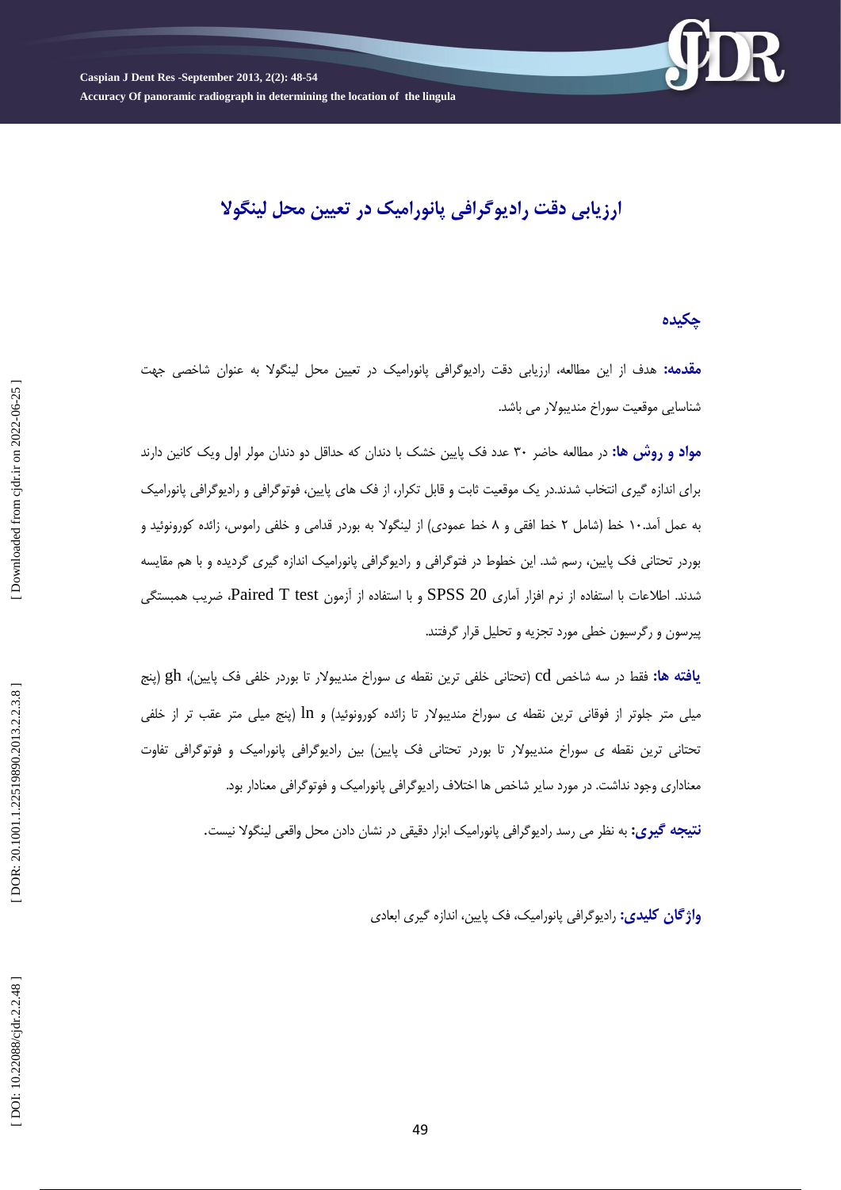# ارزیابی دقت رادیوگرافی پانورامیک در تعیین محل لینگولا

## چکیده

**مقدمه:** هدف از این مطالعه، ارزیابی دقت رادیوگرافی پانورامیک در تعیین محل لینگولا به عنوان شاخصی جهت شناسایی موقعیت سوراخ مندیبولار می باشد.

**مواد و روش ها:** در مطالعه حاضر ۳۰ عدد فک پایین خشک با دندان که حداقل دو دندان مولر اول ویک کانین دارند برای اندازه گیری انتخاب شدند.در یک موقعیت ثابت و قابل تکرار، از فک های پایین، فوتوگرافی و رادیوگرافی پانورامیک به عمل آمد.۱۰ خط (شامل ۲ خط افقی و ۸ خط عمودی) از لینگولا به بوردر قدامی و خلفی راموس، زائده کورونوئید و بوردر تحتانی فک پایین، رسم شد. این خطوط در فتوگرافی و رادیوگرافی پانورامیک اندازه گیری گردیده و با هم مقایسه شدند. اطلاعات با استفاده از نرم افزار آماری SPSS 20 و با استفاده از آزمون Paired T test، ضریب همبستگی پیرسون و رگرسیون خطی مورد تجزیه و تحلیل قرار گرفتند.

**یافته ها:** فقط در سه شاخص cd (تحتانی خلفی ترین نقطه ی سوراخ مندیبولار تا بوردر خلفی فک پایین)، gh (پنج میلی متر جلوتر از فوقانی ترین نقطه ی سوراخ مندیبولار تا زائده کورونوئید) و ln (پنج میلی متر عقب تر از خلفی تحتانی ترین نقطه ی سوراخ مندیبولار تا بوردر تحتانی فک پایین) بین رادیوگرافی پانورامیک و فوتوگرافی تفاوت معناداری وجود نداشت. در مورد سایر شاخص ها اختلاف رادیوگرافی پانورامیک و فوتوگرافی معنادار بود.

**نتیجه گیری:** به نظر می رسد رادیوگرافی پانورامیک ابزار دقیقی در نشان دادن محل واقعی لینگولا نیست.

**واژگان کلیدی:** رادیوگرافی پانورامیک، فک پایین، اندازه گیری ابعادی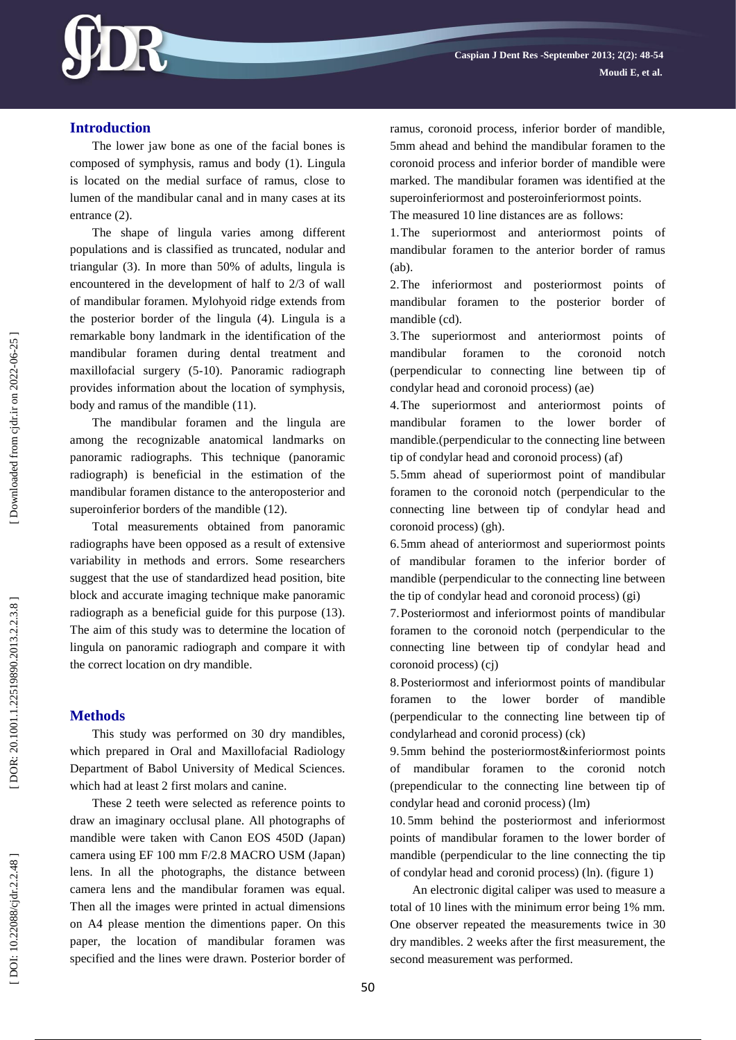## Introduction

The lower jaw bone as one of the facial bones is composed of symphysis, ramus and body (1). Lingula is located on the medial surface of ramus, close to lumen of the mandibular canal and in many cases at its entrance (2).

The shape of lingula varies among different populations and is classified as truncated, nodular and triangular (3). In more than 50% of adults, lingula is encountered in the development of half to 2/3 of wall of mandibular foramen. Mylohyoid ridge extends from the posterior border of the lingula (4). Lingula is a remarkable bony landmark in the identification of the mandibular foramen during dental treatment and maxillofacial surgery (5-10). Panoramic radiograph provides information about the location of symphysis, body and ramus of the mandible (11).

The mandibular foramen and the lingula are among the recognizable anatomical landmarks on panoramic radiographs. This technique (panoramic radiograph) is beneficial in the estimation of the mandibular foramen distance to the anteroposterior and superoinferior borders of the mandible (12).

Total measurements obtained from panoramic radiographs have been opposed as a result of extensive variability in methods and errors. Some researchers suggest that the use of standardized head position, bite block and accurate imaging technique make panoramic radiograph as a beneficial guide for this purpose (13). The aim of this study was to determine the location of lingula on panoramic radiograph and compare it with the correct location on dry mandible.

## Methods

This study was performed on 30 dry mandibles, which prepared in Oral and Maxillofacial Radiology Department of Babol University of Medical Sciences. which had at least 2 first molars and canine.

These 2 teeth were selected as reference points to draw an imaginary occlusal plane. All photographs of mandible were taken with Canon EOS 450D (Japan) camera using EF 100 mm F/2.8 MACRO USM (Japan) lens. In all the photographs, the distance between camera lens and the mandibular foramen was equal. Then all the images were printed in actual dimensions on A4 please mention the dimentions paper. On this paper, the location of mandibular foramen was specified and the lines were drawn. Posterior border of ramus, coronoid process, inferior border of mandible, 5mm ahead and behind the mandibular foramen to the coronoid process and inferior border of mandible were marked. The mandibular foramen was identified at the superoinferiormost and posteroinferiormost points.

The measured 10 line distances are as follows:

1. The superiormost and anteriormost points of mandibular foramen to the anterior border of ramus (ab).
2. The inferiormost and posteriormost points of mandibular foramen to the posterior border of mandible (cd).
3. The superiormost and anteriormost points of mandibular foramen to the coronoid notch (perpendicular to connecting line between tip of condylar head and coronoid process) (ae)
4. The superiormost and anteriormost points of mandibular foramen to the lower border of mandible.(perpendicular to the connecting line between tip of condylar head and coronoid process) (af)
5. 5mm ahead of superiormost point of mandibular foramen to the coronoid notch (perpendicular to the connecting line between tip of condylar head and coronoid process) (gh).
6. 5mm ahead of anteriormost and superiormost points of mandibular foramen to the inferior border of mandible (perpendicular to the connecting line between the tip of condylar head and coronoid process) (gi)
7. Posteriormost and inferiormost points of mandibular foramen to the coronoid notch (perpendicular to the connecting line between tip of condylar head and coronoid process) (cj)
8. Posteriormost and inferiormost points of mandibular foramen to the lower border of mandible (perpendicular to the connecting line between tip of condylarhead and coronid process) (ck)
9. 5mm behind the posteriormost&inferiormost points of mandibular foramen to the coronid notch (prependicular to the connecting line between tip of condylar head and coronoid process) (lm)
10. 5mm behind the posteriormost and inferiormost points of mandibular foramen to the lower border of mandible (perpendicular to the line connecting the tip of condylar head and coronid process) (ln). (figure 1)

An electronic digital caliper was used to measure a total of 10 lines with the minimum error being 1% mm. One observer repeated the measurements twice in 30 dry mandibles. 2 weeks after the first measurement, the second measurement was performed.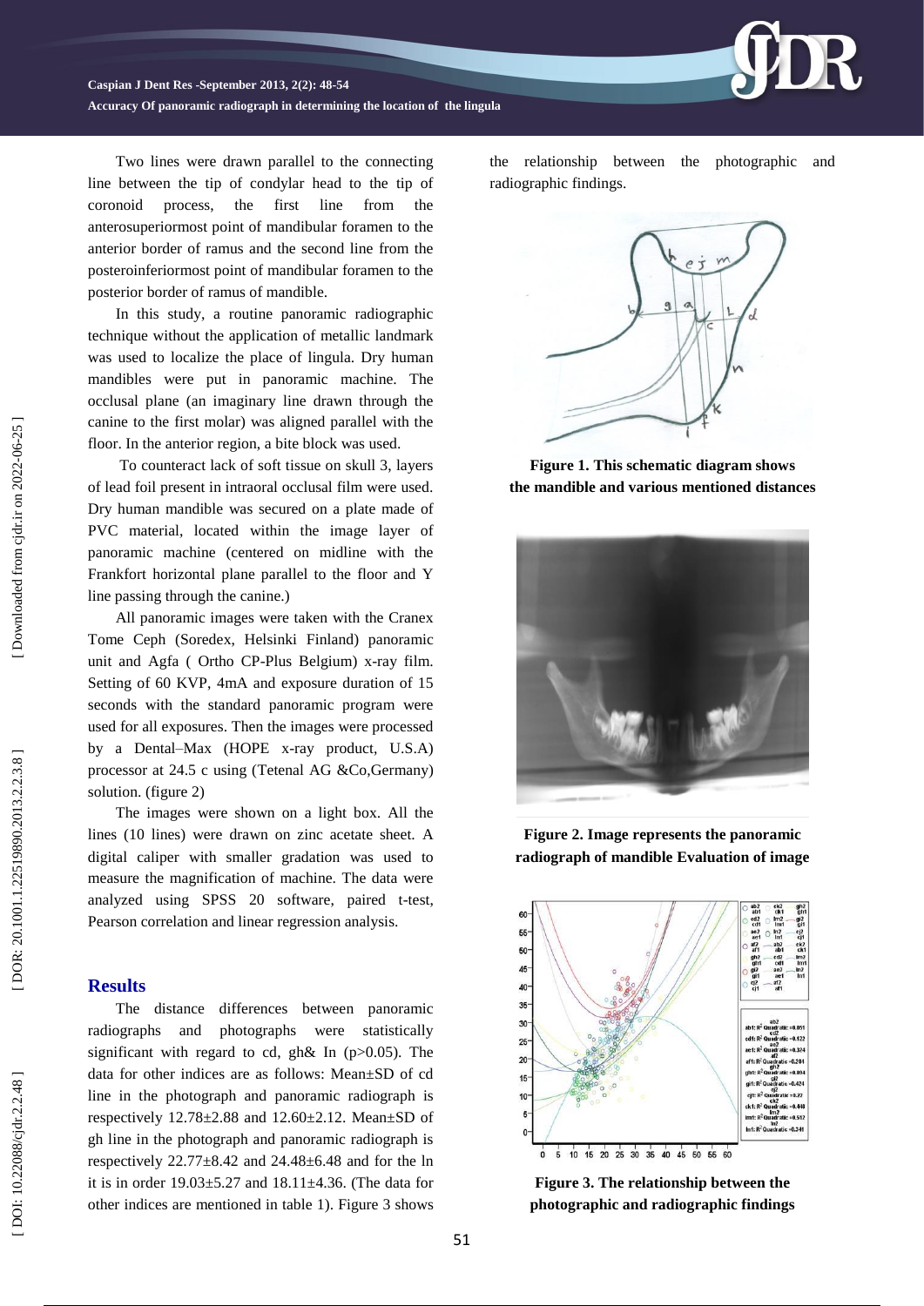Two lines were drawn parallel to the connecting line between the tip of condylar head to the tip of coronoid process, the first line from the anterosuperiormost point of mandibular foramen to the anterior border of ramus and the second line from the posteroinferiormost point of mandibular foramen to the posterior border of ramus of mandible.

In this study, a routine panoramic radiographic technique without the application of metallic landmark was used to localize the place of lingula. Dry human mandibles were put in panoramic machine. The occlusal plane (an imaginary line drawn through the canine to the first molar) was aligned parallel with the floor. In the anterior region, a bite block was used.

To counteract lack of soft tissue on skull 3, layers of lead foil present in intraoral occlusal film were used. Dry human mandible was secured on a plate made of PVC material, located within the image layer of panoramic machine (centered on midline with the Frankfort horizontal plane parallel to the floor and Y line passing through the canine.)

All panoramic images were taken with the Cranex Tome Ceph (Soredex, Helsinki Finland) panoramic unit and Agfa ( Ortho CP-Plus Belgium) x-ray film. Setting of 60 KVP, 4mA and exposure duration of 15 seconds with the standard panoramic program were used for all exposures. Then the images were processed by a Dental–Max (HOPE x-ray product, U.S.A) processor at 24.5 c using (Tetenal AG &Co,Germany) solution. (figure 2)

The images were shown on a light box. All the lines (10 lines) were drawn on zinc acetate sheet. A digital caliper with smaller gradation was used to measure the magnification of machine. The data were analyzed using SPSS 20 software, paired t-test, Pearson correlation and linear regression analysis.

## Results

The distance differences between panoramic radiographs and photographs were statistically significant with regard to cd, gh& ln ($p>0.05$). The data for other indices are as follows: Mean±SD of cd line in the photograph and panoramic radiograph is respectively 12.78±2.88 and 12.60±2.12. Mean±SD of gh line in the photograph and panoramic radiograph is respectively 22.77±8.42 and 24.48±6.48 and for the ln it is in order 19.03±5.27 and 18.11±4.36. (The data for other indices are mentioned in table 1). Figure 3 shows the relationship between the photographic and radiographic findings.

**Figure 1. This schematic diagram shows the mandible and various mentioned distances**

**Figure 2. Image represents the panoramic radiograph of mandible Evaluation of image**

**Figure 3. The relationship between the photographic and radiographic findings**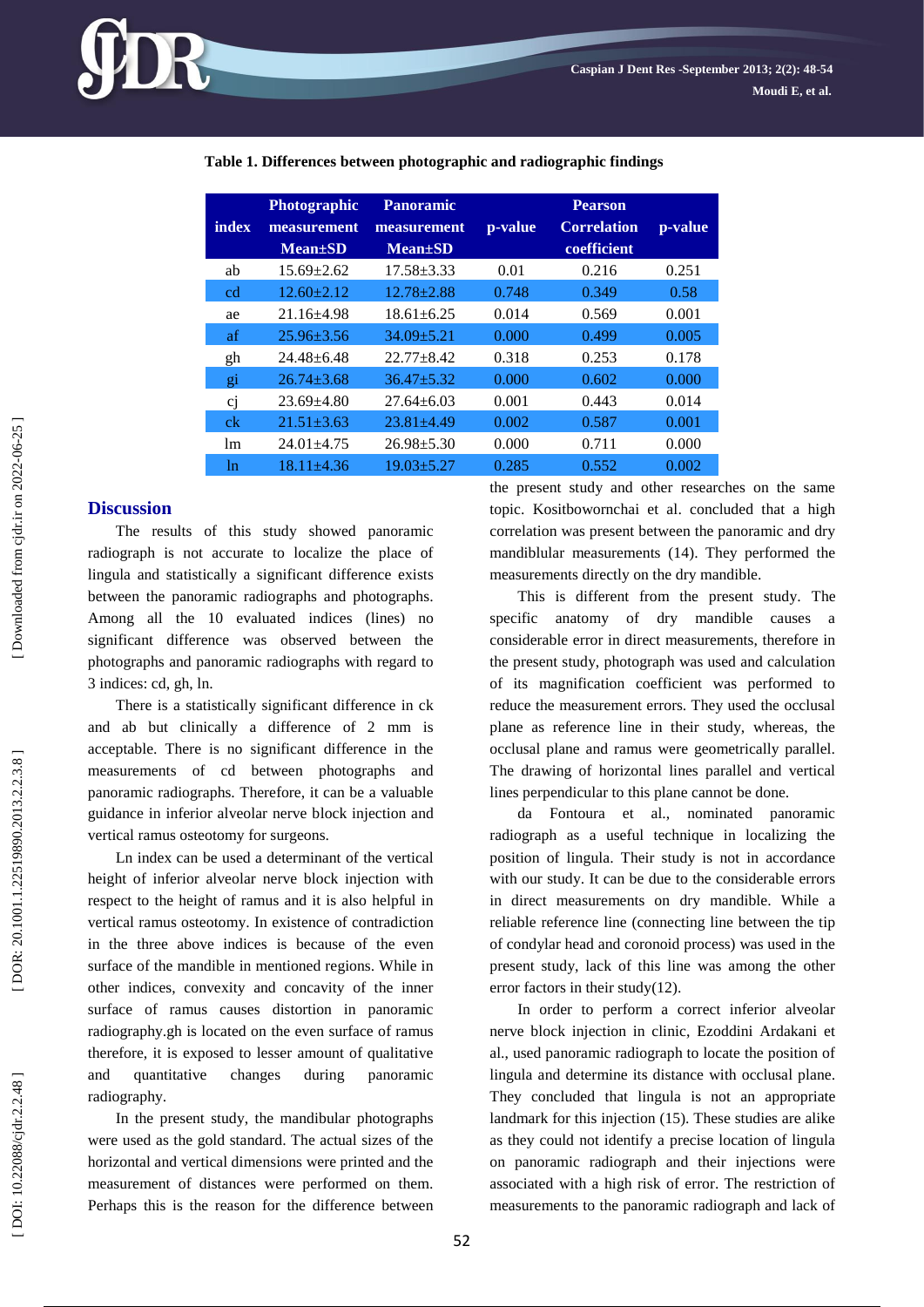**Table 1. Differences between photographic and radiographic findings**

| index | Photographic measurement Mean±SD | Panoramic measurement Mean±SD | p-value | Pearson Correlation coefficient | p-value |
|---|---|---|---|---|---|
| ab | 15.69±2.62 | 17.58±3.33 | 0.01 | 0.216 | 0.251 |
| cd | 12.60±2.12 | 12.78±2.88 | 0.748 | 0.349 | 0.58 |
| ae | 21.16±4.98 | 18.61±6.25 | 0.014 | 0.569 | 0.001 |
| af | 25.96±3.56 | 34.09±5.21 | 0.000 | 0.499 | 0.005 |
| gh | 24.48±6.48 | 22.77±8.42 | 0.318 | 0.253 | 0.178 |
| gi | 26.74±3.68 | 36.47±5.32 | 0.000 | 0.602 | 0.000 |
| cj | 23.69±4.80 | 27.64±6.03 | 0.001 | 0.443 | 0.014 |
| ck | 21.51±3.63 | 23.81±4.49 | 0.002 | 0.587 | 0.001 |
| lm | 24.01±4.75 | 26.98±5.30 | 0.000 | 0.711 | 0.000 |
| ln | 18.11±4.36 | 19.03±5.27 | 0.285 | 0.552 | 0.002 |

## Discussion

The results of this study showed panoramic radiograph is not accurate to localize the place of lingula and statistically a significant difference exists between the panoramic radiographs and photographs. Among all the 10 evaluated indices (lines) no significant difference was observed between the photographs and panoramic radiographs with regard to 3 indices: cd, gh, ln.

There is a statistically significant difference in ck and ab but clinically a difference of 2 mm is acceptable. There is no significant difference in the measurements of cd between photographs and panoramic radiographs. Therefore, it can be a valuable guidance in inferior alveolar nerve block injection and vertical ramus osteotomy for surgeons.

Ln index can be used a determinant of the vertical height of inferior alveolar nerve block injection with respect to the height of ramus and it is also helpful in vertical ramus osteotomy. In existence of contradiction in the three above indices is because of the even surface of the mandible in mentioned regions. While in other indices, convexity and concavity of the inner surface of ramus causes distortion in panoramic radiography.gh is located on the even surface of ramus therefore, it is exposed to lesser amount of qualitative and quantitative changes during panoramic radiography.

In the present study, the mandibular photographs were used as the gold standard. The actual sizes of the horizontal and vertical dimensions were printed and the measurement of distances were performed on them. Perhaps this is the reason for the difference between the present study and other researches on the same topic. Kositbowornchai et al. concluded that a high correlation was present between the panoramic and dry mandiblular measurements (14). They performed the measurements directly on the dry mandible.

This is different from the present study. The specific anatomy of dry mandible causes a considerable error in direct measurements, therefore in the present study, photograph was used and calculation of its magnification coefficient was performed to reduce the measurement errors. They used the occlusal plane as reference line in their study, whereas, the occlusal plane and ramus were geometrically parallel. The drawing of horizontal lines parallel and vertical lines perpendicular to this plane cannot be done.

da Fontoura et al., nominated panoramic radiograph as a useful technique in localizing the position of lingula. Their study is not in accordance with our study. It can be due to the considerable errors in direct measurements on dry mandible. While a reliable reference line (connecting line between the tip of condylar head and coronoid process) was used in the present study, lack of this line was among the other error factors in their study(12).

In order to perform a correct inferior alveolar nerve block injection in clinic, Ezoddini Ardakani et al., used panoramic radiograph to locate the position of lingula and determine its distance with occlusal plane. They concluded that lingula is not an appropriate landmark for this injection (15). These studies are alike as they could not identify a precise location of lingula on panoramic radiograph and their injections were associated with a high risk of error. The restriction of measurements to the panoramic radiograph and lack of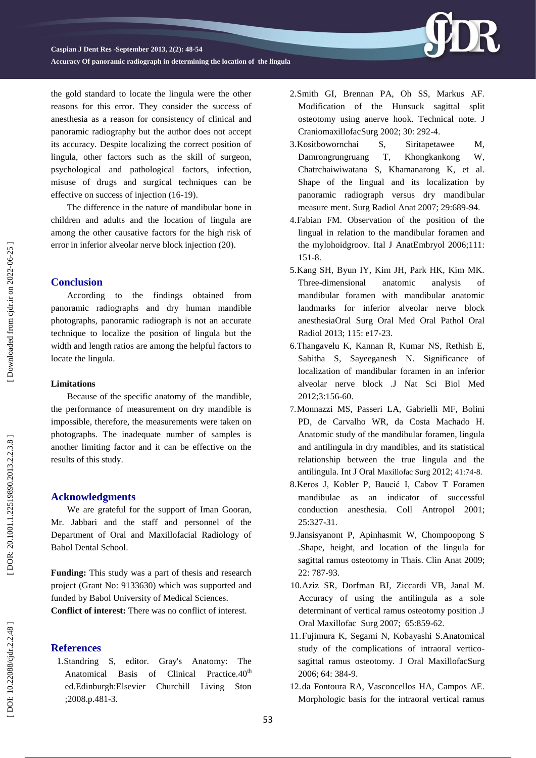the gold standard to locate the lingula were the other reasons for this error. They consider the success of anesthesia as a reason for consistency of clinical and panoramic radiography but the author does not accept its accuracy. Despite localizing the correct position of lingula, other factors such as the skill of surgeon, psychological and pathological factors, infection, misuse of drugs and surgical techniques can be effective on success of injection (16-19).

The difference in the nature of mandibular bone in children and adults and the location of lingula are among the other causative factors for the high risk of error in inferior alveolar nerve block injection (20).

## Conclusion

According to the findings obtained from panoramic radiographs and dry human mandible photographs, panoramic radiograph is not an accurate technique to localize the position of lingula but the width and length ratios are among the helpful factors to locate the lingula.

### Limitations

Because of the specific anatomy of the mandible, the performance of measurement on dry mandible is impossible, therefore, the measurements were taken on photographs. The inadequate number of samples is another limiting factor and it can be effective on the results of this study.

## Acknowledgments

We are grateful for the support of Iman Gooran, Mr. Jabbari and the staff and personnel of the Department of Oral and Maxillofacial Radiology of Babol Dental School.

**Funding:** This study was a part of thesis and research project (Grant No: 9133630) which was supported and funded by Babol University of Medical Sciences.
**Conflict of interest:** There was no conflict of interest.

## References

1. Standring S, editor. Gray's Anatomy: The Anatomical Basis of Clinical Practice.40th ed.Edinburgh:Elsevier Churchill Living Ston ;2008.p.481-3.
2. Smith GI, Brennan PA, Oh SS, Markus AF. Modification of the Hunsuck sagittal split osteotomy using anerve hook. Technical note. J CraniomaxillofacSurg 2002; 30: 292-4.
3. Kositbowornchai S, Siritapetawee M, Damrongrungruang T, Khongkankong W, Chatrchaiwiwatana S, Khamanarong K, et al. Shape of the lingual and its localization by panoramic radiograph versus dry mandibular measure ment. Surg Radiol Anat 2007; 29:689-94.
4. Fabian FM. Observation of the position of the lingual in relation to the mandibular foramen and the mylohoidgroov. Ital J AnatEmbryol 2006;111: 151-8.
5. Kang SH, Byun IY, Kim JH, Park HK, Kim MK. Three-dimensional anatomic analysis of mandibular foramen with mandibular anatomic landmarks for inferior alveolar nerve block anesthesiaOral Surg Oral Med Oral Pathol Oral Radiol 2013; 115: e17-23.
6. Thangavelu K, Kannan R, Kumar NS, Rethish E, Sabitha S, Sayeeganesh N. Significance of localization of mandibular foramen in an inferior alveolar nerve block .J Nat Sci Biol Med 2012;3:156-60.
7. Monnazzi MS, Passeri LA, Gabrielli MF, Bolini PD, de Carvalho WR, da Costa Machado H. Anatomic study of the mandibular foramen, lingula and antilingula in dry mandibles, and its statistical relationship between the true lingula and the antilingula. Int J Oral Maxillofac Surg 2012; 41:74-8.
8. Keros J, Kobler P, Baucić I, Cabov T Foramen mandibulae as an indicator of successful conduction anesthesia. Coll Antropol 2001; 25:327-31.
9. Jansisyanont P, Apinhasmit W, Chompoopong S .Shape, height, and location of the lingula for sagittal ramus osteotomy in Thais. Clin Anat 2009; 22: 787-93.
10. Aziz SR, Dorfman BJ, Ziccardi VB, Janal M. Accuracy of using the antilingula as a sole determinant of vertical ramus osteotomy position .J Oral Maxillofac Surg 2007; 65:859-62.
11. Fujimura K, Segami N, Kobayashi S.Anatomical study of the complications of intraoral vertico-sagittal ramus osteotomy. J Oral MaxillofacSurg 2006; 64: 384-9.
12. da Fontoura RA, Vasconcellos HA, Campos AE. Morphologic basis for the intraoral vertical ramus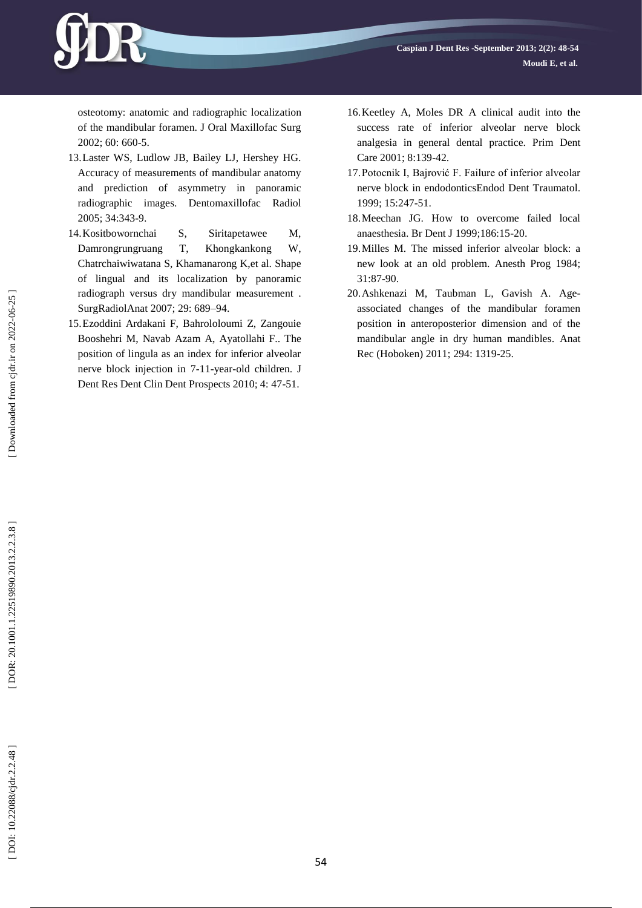osteotomy: anatomic and radiographic localization of the mandibular foramen. J Oral Maxillofac Surg 2002; 60: 660-5.

13. Laster WS, Ludlow JB, Bailey LJ, Hershey HG. Accuracy of measurements of mandibular anatomy and prediction of asymmetry in panoramic radiographic images. Dentomaxillofac Radiol 2005; 34:343-9.
14. Kositbowornchai S, Siritapetawee M, Damrongrungruang T, Khongkankong W, Chatrchaiwiwatana S, Khamanarong K,et al. Shape of lingual and its localization by panoramic radiograph versus dry mandibular measurement . SurgRadiolAnat 2007; 29: 689–94.
15. Ezoddini Ardakani F, Bahrololoumi Z, Zangouie Booshehri M, Navab Azam A, Ayatollahi F.. The position of lingula as an index for inferior alveolar nerve block injection in 7-11-year-old children. J Dent Res Dent Clin Dent Prospects 2010; 4: 47-51.
16. Keetley A, Moles DR A clinical audit into the success rate of inferior alveolar nerve block analgesia in general dental practice. Prim Dent Care 2001; 8:139-42.
17. Potocnik I, Bajrović F. Failure of inferior alveolar nerve block in endodonticsEndod Dent Traumatol. 1999; 15:247-51.
18. Meechan JG. How to overcome failed local anaesthesia. Br Dent J 1999;186:15-20.
19. Milles M. The missed inferior alveolar block: a new look at an old problem. Anesth Prog 1984; 31:87-90.
20. Ashkenazi M, Taubman L, Gavish A. Age-associated changes of the mandibular foramen position in anteroposterior dimension and of the mandibular angle in dry human mandibles. Anat Rec (Hoboken) 2011; 294: 1319-25.